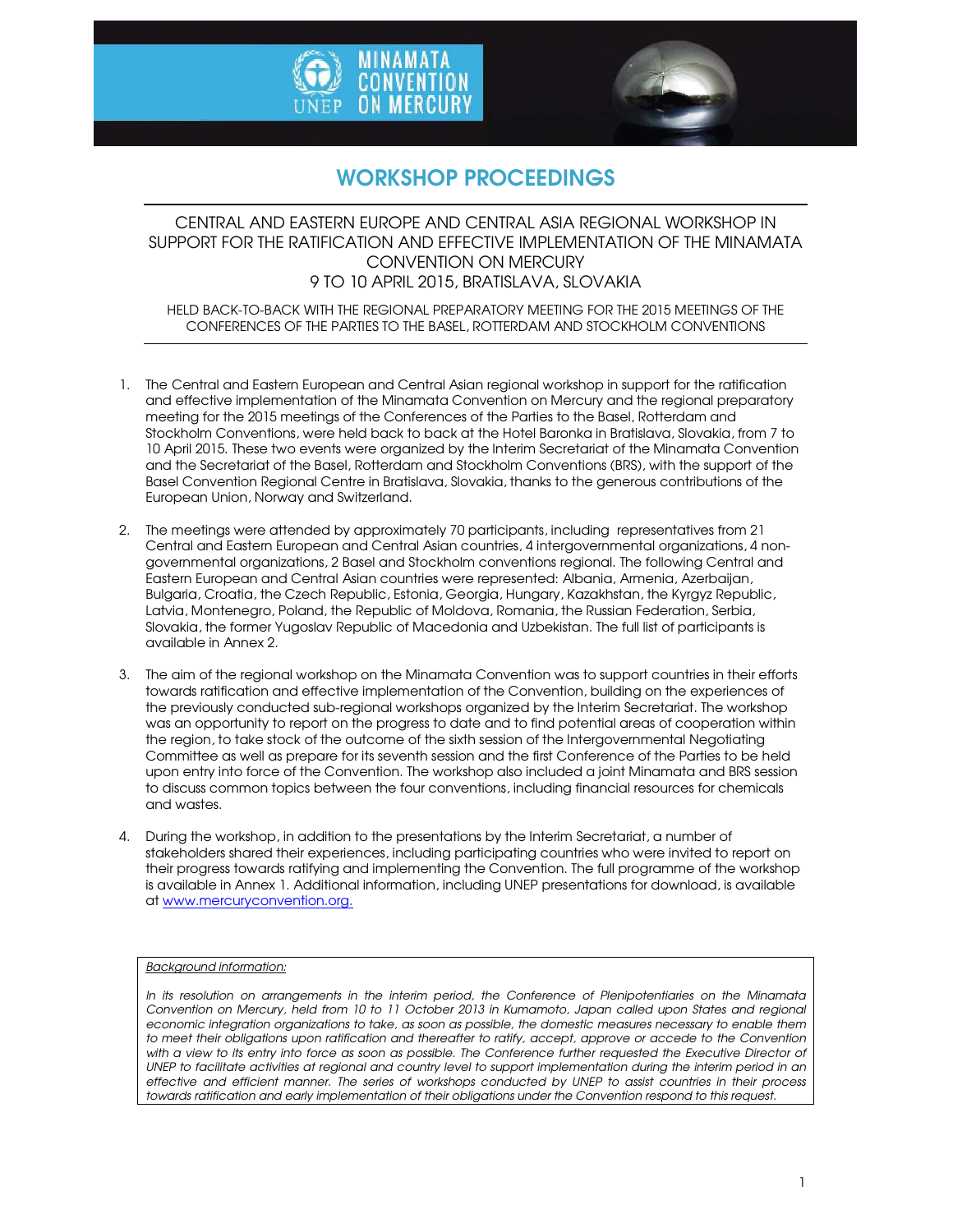# WORKSHOP PROCEEDINGS

CENTRAL AND EASTERN EUROPE AND CENTRAL ASIA REGIONAL WORKSHOP IN SUPPORT FOR THE RATIFICATION AND EFFECTIVE IMPLEMENTATION OF THE MINAMATA CONVENTION ON MERCURY
9 TO 10 APRIL 2015, BRATISLAVA, SLOVAKIA

HELD BACK-TO-BACK WITH THE REGIONAL PREPARATORY MEETING FOR THE 2015 MEETINGS OF THE CONFERENCES OF THE PARTIES TO THE BASEL, ROTTERDAM AND STOCKHOLM CONVENTIONS

1. The Central and Eastern European and Central Asian regional workshop in support for the ratification and effective implementation of the Minamata Convention on Mercury and the regional preparatory meeting for the 2015 meetings of the Conferences of the Parties to the Basel, Rotterdam and Stockholm Conventions, were held back to back at the Hotel Baronka in Bratislava, Slovakia, from 7 to 10 April 2015. These two events were organized by the Interim Secretariat of the Minamata Convention and the Secretariat of the Basel, Rotterdam and Stockholm Conventions (BRS), with the support of the Basel Convention Regional Centre in Bratislava, Slovakia, thanks to the generous contributions of the European Union, Norway and Switzerland.

2. The meetings were attended by approximately 70 participants, including representatives from 21 Central and Eastern European and Central Asian countries, 4 intergovernmental organizations, 4 non-governmental organizations, 2 Basel and Stockholm conventions regional. The following Central and Eastern European and Central Asian countries were represented: Albania, Armenia, Azerbaijan, Bulgaria, Croatia, the Czech Republic, Estonia, Georgia, Hungary, Kazakhstan, the Kyrgyz Republic, Latvia, Montenegro, Poland, the Republic of Moldova, Romania, the Russian Federation, Serbia, Slovakia, the former Yugoslav Republic of Macedonia and Uzbekistan. The full list of participants is available in Annex 2.

3. The aim of the regional workshop on the Minamata Convention was to support countries in their efforts towards ratification and effective implementation of the Convention, building on the experiences of the previously conducted sub-regional workshops organized by the Interim Secretariat. The workshop was an opportunity to report on the progress to date and to find potential areas of cooperation within the region, to take stock of the outcome of the sixth session of the Intergovernmental Negotiating Committee as well as prepare for its seventh session and the first Conference of the Parties to be held upon entry into force of the Convention. The workshop also included a joint Minamata and BRS session to discuss common topics between the four conventions, including financial resources for chemicals and wastes.

4. During the workshop, in addition to the presentations by the Interim Secretariat, a number of stakeholders shared their experiences, including participating countries who were invited to report on their progress towards ratifying and implementing the Convention. The full programme of the workshop is available in Annex 1. Additional information, including UNEP presentations for download, is available at [www.mercuryconvention.org.](http://www.mercuryconvention.org)

*Background information:*

*In its resolution on arrangements in the interim period, the Conference of Plenipotentiaries on the Minamata Convention on Mercury, held from 10 to 11 October 2013 in Kumamoto, Japan called upon States and regional economic integration organizations to take, as soon as possible, the domestic measures necessary to enable them to meet their obligations upon ratification and thereafter to ratify, accept, approve or accede to the Convention with a view to its entry into force as soon as possible. The Conference further requested the Executive Director of UNEP to facilitate activities at regional and country level to support implementation during the interim period in an effective and efficient manner. The series of workshops conducted by UNEP to assist countries in their process towards ratification and early implementation of their obligations under the Convention respond to this request.*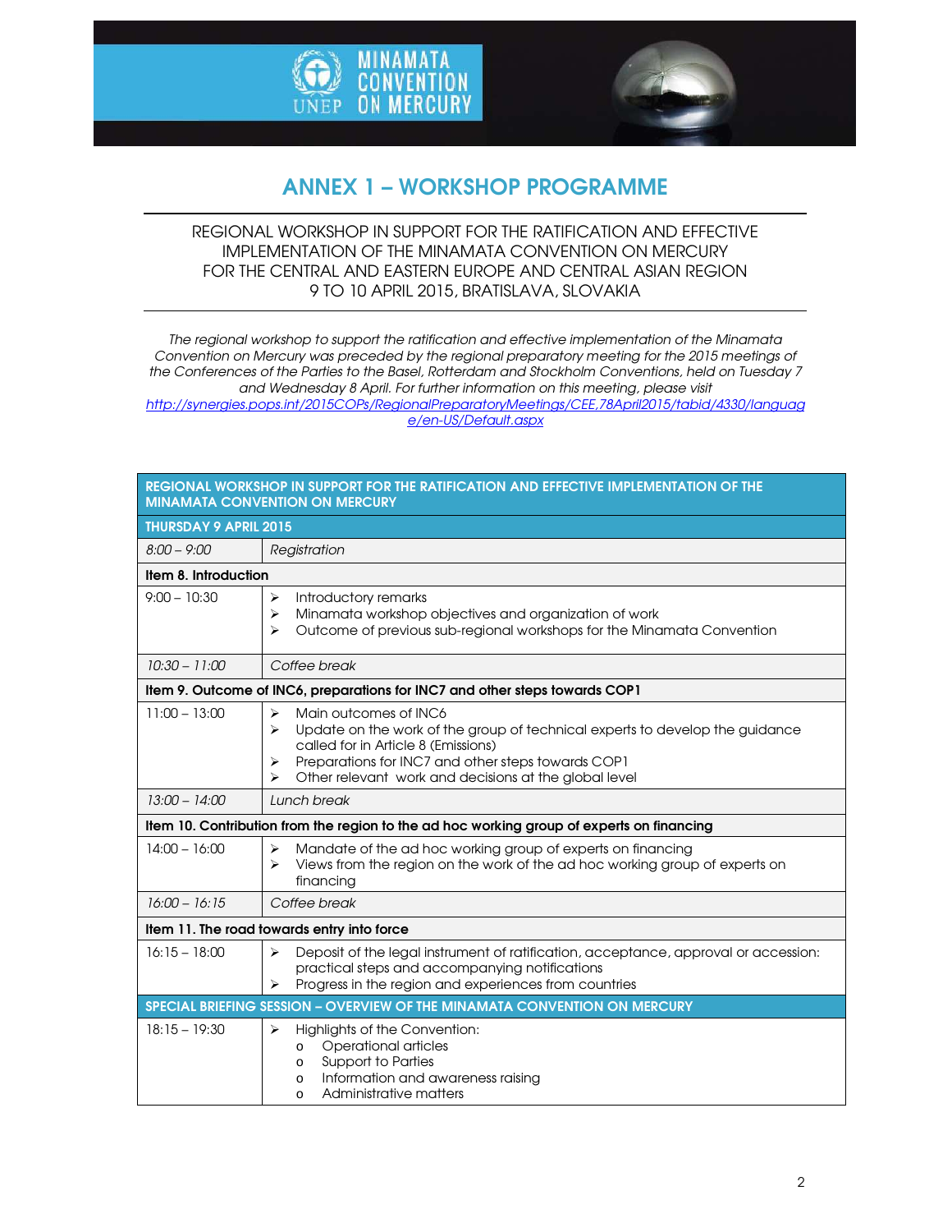# ANNEX 1 – WORKSHOP PROGRAMME

REGIONAL WORKSHOP IN SUPPORT FOR THE RATIFICATION AND EFFECTIVE IMPLEMENTATION OF THE MINAMATA CONVENTION ON MERCURY FOR THE CENTRAL AND EASTERN EUROPE AND CENTRAL ASIAN REGION
9 TO 10 APRIL 2015, BRATISLAVA, SLOVAKIA

*The regional workshop to support the ratification and effective implementation of the Minamata Convention on Mercury was preceded by the regional preparatory meeting for the 2015 meetings of the Conferences of the Parties to the Basel, Rotterdam and Stockholm Conventions, held on Tuesday 7 and Wednesday 8 April. For further information on this meeting, please visit* http://synergies.pops.int/2015COPs/RegionalPreparatoryMeetings/CEE,78April2015/tabid/4330/language/en-US/Default.aspx

| **REGIONAL WORKSHOP IN SUPPORT FOR THE RATIFICATION AND EFFECTIVE IMPLEMENTATION OF THE MINAMATA CONVENTION ON MERCURY** | |
|---|---|
| **THURSDAY 9 APRIL 2015** | |
| *8:00 – 9:00* | *Registration* |
| **Item 8. Introduction** | |
| 9:00 – 10:30 | ➢ Introductory remarks<br>➢ Minamata workshop objectives and organization of work<br>➢ Outcome of previous sub-regional workshops for the Minamata Convention |
| *10:30 – 11:00* | *Coffee break* |
| **Item 9. Outcome of INC6, preparations for INC7 and other steps towards COP1** | |
| 11:00 – 13:00 | ➢ Main outcomes of INC6<br>➢ Update on the work of the group of technical experts to develop the guidance called for in Article 8 (Emissions)<br>➢ Preparations for INC7 and other steps towards COP1<br>➢ Other relevant work and decisions at the global level |
| *13:00 – 14:00* | *Lunch break* |
| **Item 10. Contribution from the region to the ad hoc working group of experts on financing** | |
| 14:00 – 16:00 | ➢ Mandate of the ad hoc working group of experts on financing<br>➢ Views from the region on the work of the ad hoc working group of experts on financing |
| *16:00 – 16:15* | *Coffee break* |
| **Item 11. The road towards entry into force** | |
| 16:15 – 18:00 | ➢ Deposit of the legal instrument of ratification, acceptance, approval or accession: practical steps and accompanying notifications<br>➢ Progress in the region and experiences from countries |
| **SPECIAL BRIEFING SESSION – OVERVIEW OF THE MINAMATA CONVENTION ON MERCURY** | |
| 18:15 – 19:30 | ➢ Highlights of the Convention:<br>o Operational articles<br>o Support to Parties<br>o Information and awareness raising<br>o Administrative matters |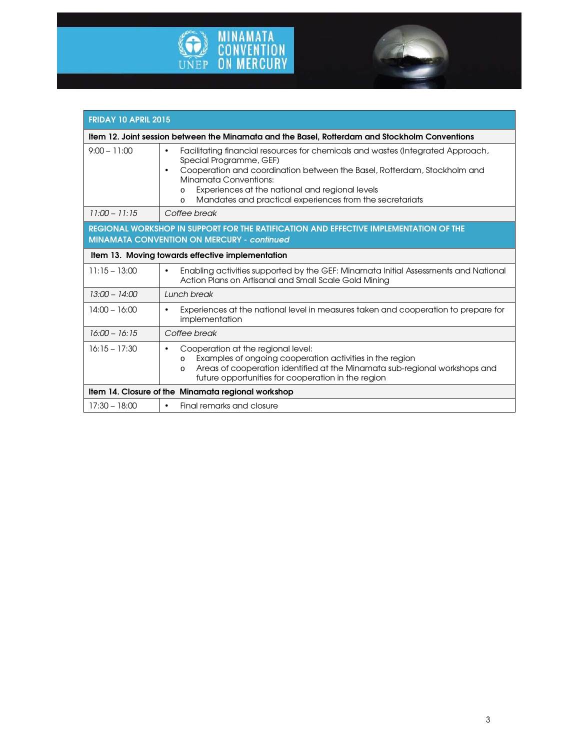| FRIDAY 10 APRIL 2015 | |
|---|---|
| **Item 12. Joint session between the Minamata and the Basel, Rotterdam and Stockholm Conventions** | |
| 9:00 – 11:00 | • Facilitating financial resources for chemicals and wastes (Integrated Approach, Special Programme, GEF)<br>• Cooperation and coordination between the Basel, Rotterdam, Stockholm and Minamata Conventions:<br>  o Experiences at the national and regional levels<br>  o Mandates and practical experiences from the secretariats |
| *11:00 – 11:15* | *Coffee break* |
| **REGIONAL WORKSHOP IN SUPPORT FOR THE RATIFICATION AND EFFECTIVE IMPLEMENTATION OF THE MINAMATA CONVENTION ON MERCURY - *continued*** | |
| **Item 13. Moving towards effective implementation** | |
| 11:15 – 13:00 | • Enabling activities supported by the GEF: Minamata Initial Assessments and National Action Plans on Artisanal and Small Scale Gold Mining |
| *13:00 – 14:00* | *Lunch break* |
| 14:00 – 16:00 | • Experiences at the national level in measures taken and cooperation to prepare for implementation |
| *16:00 – 16:15* | *Coffee break* |
| 16:15 – 17:30 | • Cooperation at the regional level:<br>  o Examples of ongoing cooperation activities in the region<br>  o Areas of cooperation identified at the Minamata sub-regional workshops and future opportunities for cooperation in the region |
| **Item 14. Closure of the Minamata regional workshop** | |
| 17:30 – 18:00 | • Final remarks and closure |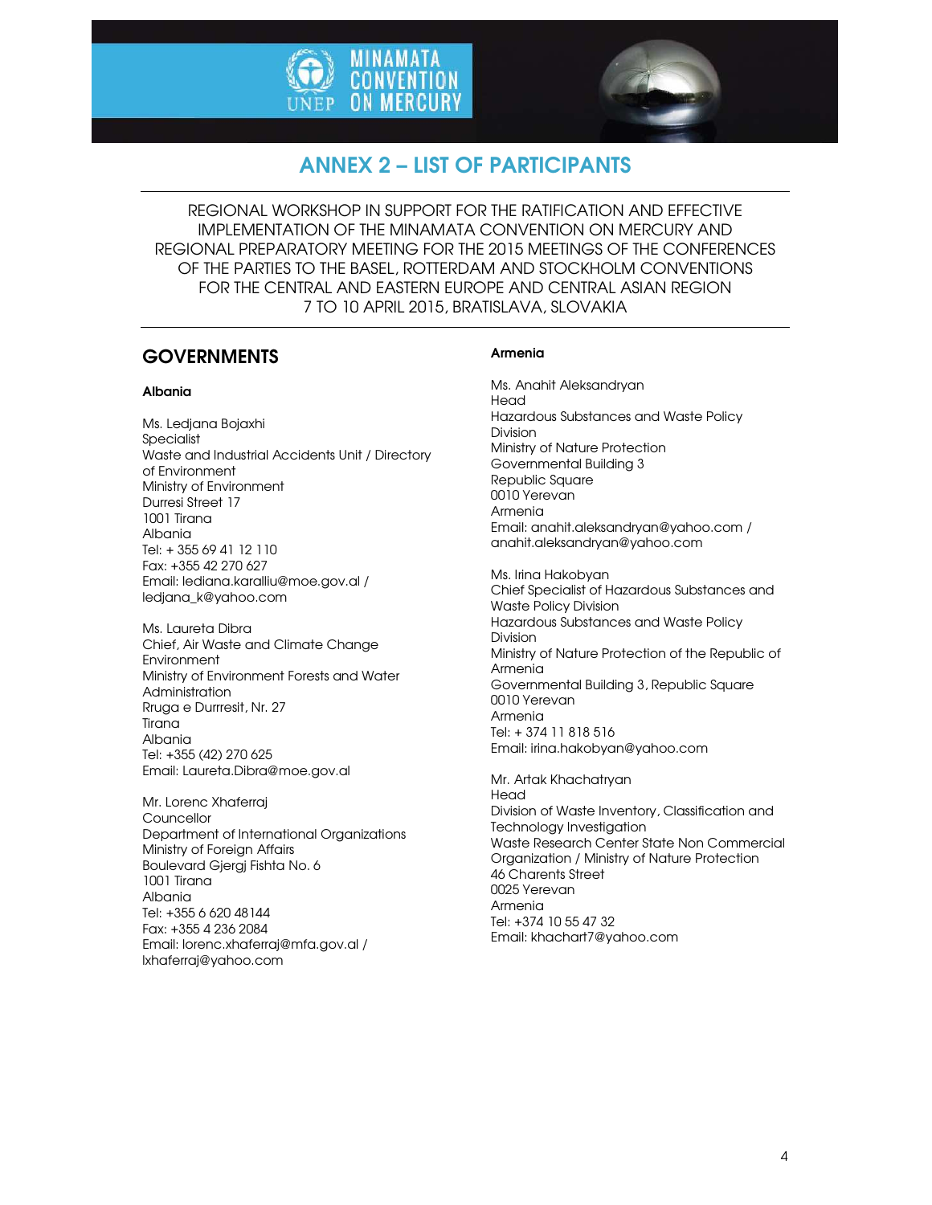# ANNEX 2 – LIST OF PARTICIPANTS

REGIONAL WORKSHOP IN SUPPORT FOR THE RATIFICATION AND EFFECTIVE IMPLEMENTATION OF THE MINAMATA CONVENTION ON MERCURY AND REGIONAL PREPARATORY MEETING FOR THE 2015 MEETINGS OF THE CONFERENCES OF THE PARTIES TO THE BASEL, ROTTERDAM AND STOCKHOLM CONVENTIONS FOR THE CENTRAL AND EASTERN EUROPE AND CENTRAL ASIAN REGION
7 TO 10 APRIL 2015, BRATISLAVA, SLOVAKIA

## GOVERNMENTS

### Albania

Ms. Ledjana Bojaxhi
Specialist
Waste and Industrial Accidents Unit / Directory of Environment
Ministry of Environment
Durresi Street 17
1001 Tirana
Albania
Tel: + 355 69 41 12 110
Fax: +355 42 270 627
Email: lediana.karalliu@moe.gov.al / ledjana_k@yahoo.com

Ms. Laureta Dibra
Chief, Air Waste and Climate Change Environment
Ministry of Environment Forests and Water Administration
Rruga e Durrresit, Nr. 27
Tirana
Albania
Tel: +355 (42) 270 625
Email: Laureta.Dibra@moe.gov.al

Mr. Lorenc Xhaferraj
Councellor
Department of International Organizations
Ministry of Foreign Affairs
Boulevard Gjergj Fishta No. 6
1001 Tirana
Albania
Tel: +355 6 620 48144
Fax: +355 4 236 2084
Email: lorenc.xhaferraj@mfa.gov.al / lxhaferraj@yahoo.com

### Armenia

Ms. Anahit Aleksandryan
Head
Hazardous Substances and Waste Policy Division
Ministry of Nature Protection
Governmental Building 3
Republic Square
0010 Yerevan
Armenia
Email: anahit.aleksandryan@yahoo.com / anahit.aleksandryan@yahoo.com

Ms. Irina Hakobyan
Chief Specialist of Hazardous Substances and Waste Policy Division
Hazardous Substances and Waste Policy Division
Ministry of Nature Protection of the Republic of Armenia
Governmental Building 3, Republic Square
0010 Yerevan
Armenia
Tel: + 374 11 818 516
Email: irina.hakobyan@yahoo.com

Mr. Artak Khachatryan
Head
Division of Waste Inventory, Classification and Technology Investigation
Waste Research Center State Non Commercial Organization / Ministry of Nature Protection
46 Charents Street
0025 Yerevan
Armenia
Tel: +374 10 55 47 32
Email: khachart7@yahoo.com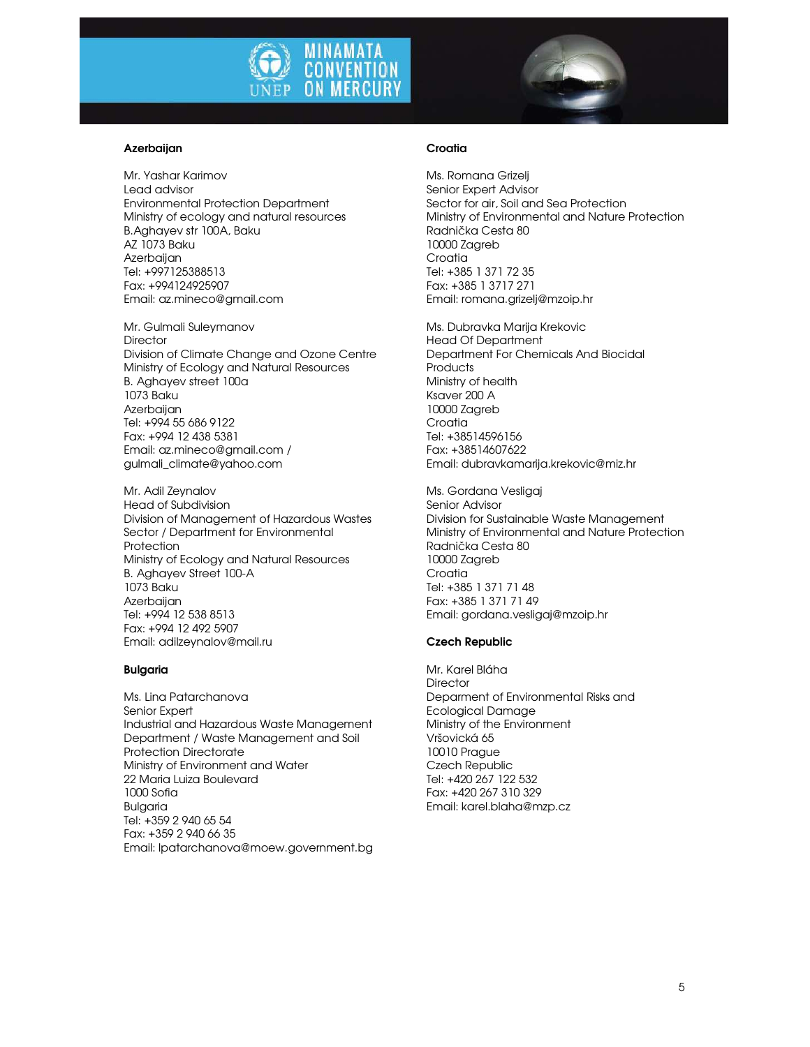**Azerbaijan**

Mr. Yashar Karimov
Lead advisor
Environmental Protection Department
Ministry of ecology and natural resources
B.Aghayev str 100A, Baku
AZ 1073 Baku
Azerbaijan
Tel: +997125388513
Fax: +994124925907
Email: az.mineco@gmail.com

Mr. Gulmali Suleymanov
Director
Division of Climate Change and Ozone Centre
Ministry of Ecology and Natural Resources
B. Aghayev street 100a
1073 Baku
Azerbaijan
Tel: +994 55 686 9122
Fax: +994 12 438 5381
Email: az.mineco@gmail.com / gulmali_climate@yahoo.com

Mr. Adil Zeynalov
Head of Subdivision
Division of Management of Hazardous Wastes
Sector / Department for Environmental Protection
Ministry of Ecology and Natural Resources
B. Aghayev Street 100-A
1073 Baku
Azerbaijan
Tel: +994 12 538 8513
Fax: +994 12 492 5907
Email: adilzeynalov@mail.ru

**Bulgaria**

Ms. Lina Patarchanova
Senior Expert
Industrial and Hazardous Waste Management Department / Waste Management and Soil Protection Directorate
Ministry of Environment and Water
22 Maria Luiza Boulevard
1000 Sofia
Bulgaria
Tel: +359 2 940 65 54
Fax: +359 2 940 66 35
Email: lpatarchanova@moew.government.bg

**Croatia**

Ms. Romana Grizelj
Senior Expert Advisor
Sector for air, Soil and Sea Protection
Ministry of Environmental and Nature Protection
Radnička Cesta 80
10000 Zagreb
Croatia
Tel: +385 1 371 72 35
Fax: +385 1 3717 271
Email: romana.grizelj@mzoip.hr

Ms. Dubravka Marija Krekovic
Head Of Department
Department For Chemicals And Biocidal Products
Ministry of health
Ksaver 200 A
10000 Zagreb
Croatia
Tel: +38514596156
Fax: +38514607622
Email: dubravkamarija.krekovic@miz.hr

Ms. Gordana Vesligaj
Senior Advisor
Division for Sustainable Waste Management
Ministry of Environmental and Nature Protection
Radnička Cesta 80
10000 Zagreb
Croatia
Tel: +385 1 371 71 48
Fax: +385 1 371 71 49
Email: gordana.vesligaj@mzoip.hr

**Czech Republic**

Mr. Karel Bláha
Director
Deparment of Environmental Risks and Ecological Damage
Ministry of the Environment
Vršovická 65
10010 Prague
Czech Republic
Tel: +420 267 122 532
Fax: +420 267 310 329
Email: karel.blaha@mzp.cz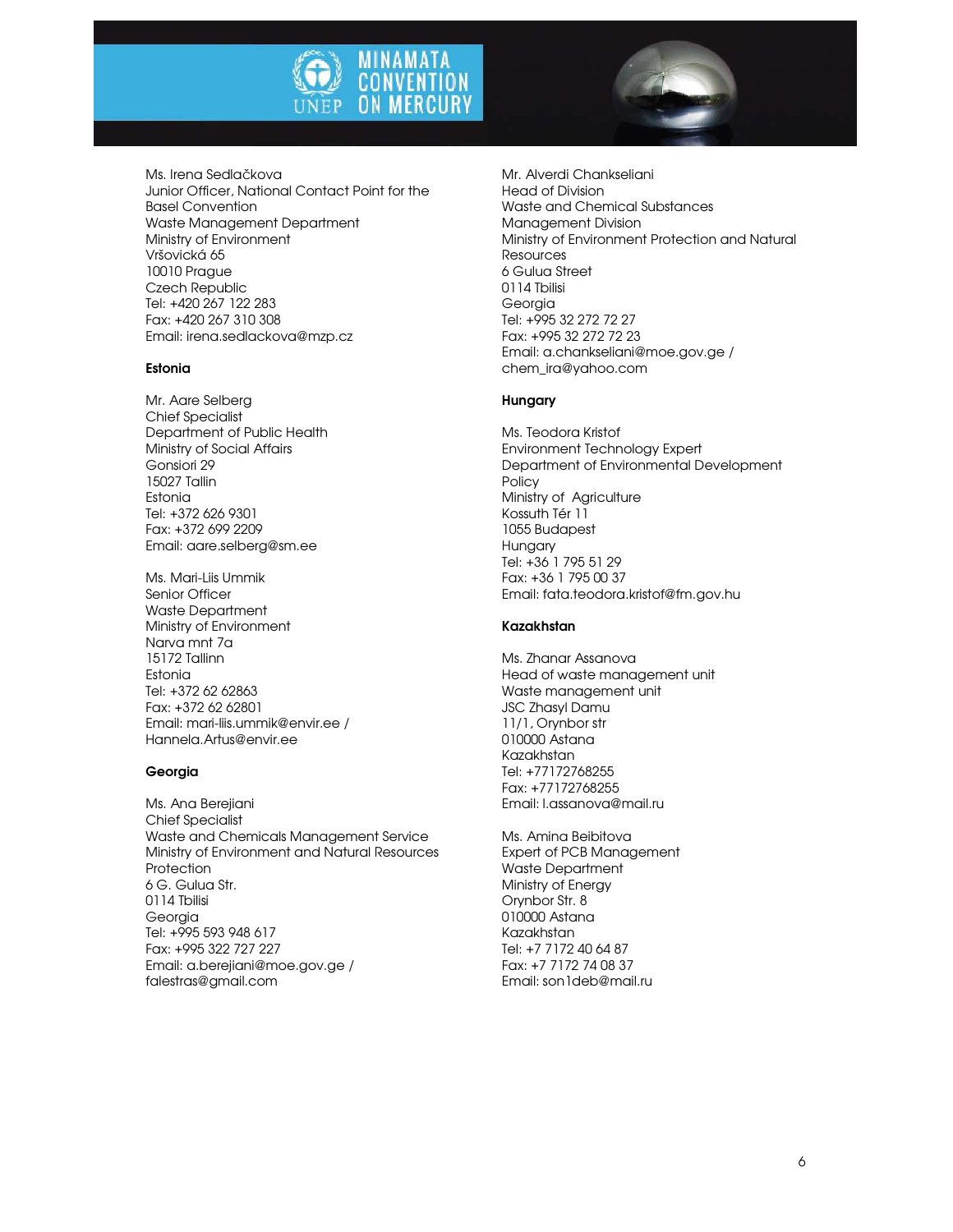Ms. Irena Sedlačkova
Junior Officer, National Contact Point for the Basel Convention
Waste Management Department
Ministry of Environment
Vršovická 65
10010 Prague
Czech Republic
Tel: +420 267 122 283
Fax: +420 267 310 308
Email: irena.sedlackova@mzp.cz

**Estonia**

Mr. Aare Selberg
Chief Specialist
Department of Public Health
Ministry of Social Affairs
Gonsiori 29
15027 Tallin
Estonia
Tel: +372 626 9301
Fax: +372 699 2209
Email: aare.selberg@sm.ee

Ms. Mari-Liis Ummik
Senior Officer
Waste Department
Ministry of Environment
Narva mnt 7a
15172 Tallinn
Estonia
Tel: +372 62 62863
Fax: +372 62 62801
Email: mari-liis.ummik@envir.ee / Hannela.Artus@envir.ee

**Georgia**

Ms. Ana Berejiani
Chief Specialist
Waste and Chemicals Management Service
Ministry of Environment and Natural Resources Protection
6 G. Gulua Str.
0114 Tbilisi
Georgia
Tel: +995 593 948 617
Fax: +995 322 727 227
Email: a.berejiani@moe.gov.ge / falestras@gmail.com

Mr. Alverdi Chankseliani
Head of Division
Waste and Chemical Substances Management Division
Ministry of Environment Protection and Natural Resources
6 Gulua Street
0114 Tbilisi
Georgia
Tel: +995 32 272 72 27
Fax: +995 32 272 72 23
Email: a.chankseliani@moe.gov.ge / chem_ira@yahoo.com

**Hungary**

Ms. Teodora Kristof
Environment Technology Expert
Department of Environmental Development Policy
Ministry of Agriculture
Kossuth Tér 11
1055 Budapest
Hungary
Tel: +36 1 795 51 29
Fax: +36 1 795 00 37
Email: fata.teodora.kristof@fm.gov.hu

**Kazakhstan**

Ms. Zhanar Assanova
Head of waste management unit
Waste management unit
JSC Zhasyl Damu
11/1, Orynbor str
010000 Astana
Kazakhstan
Tel: +77172768255
Fax: +77172768255
Email: l.assanova@mail.ru

Ms. Amina Beibitova
Expert of PCB Management
Waste Department
Ministry of Energy
Orynbor Str. 8
010000 Astana
Kazakhstan
Tel: +7 7172 40 64 87
Fax: +7 7172 74 08 37
Email: son1deb@mail.ru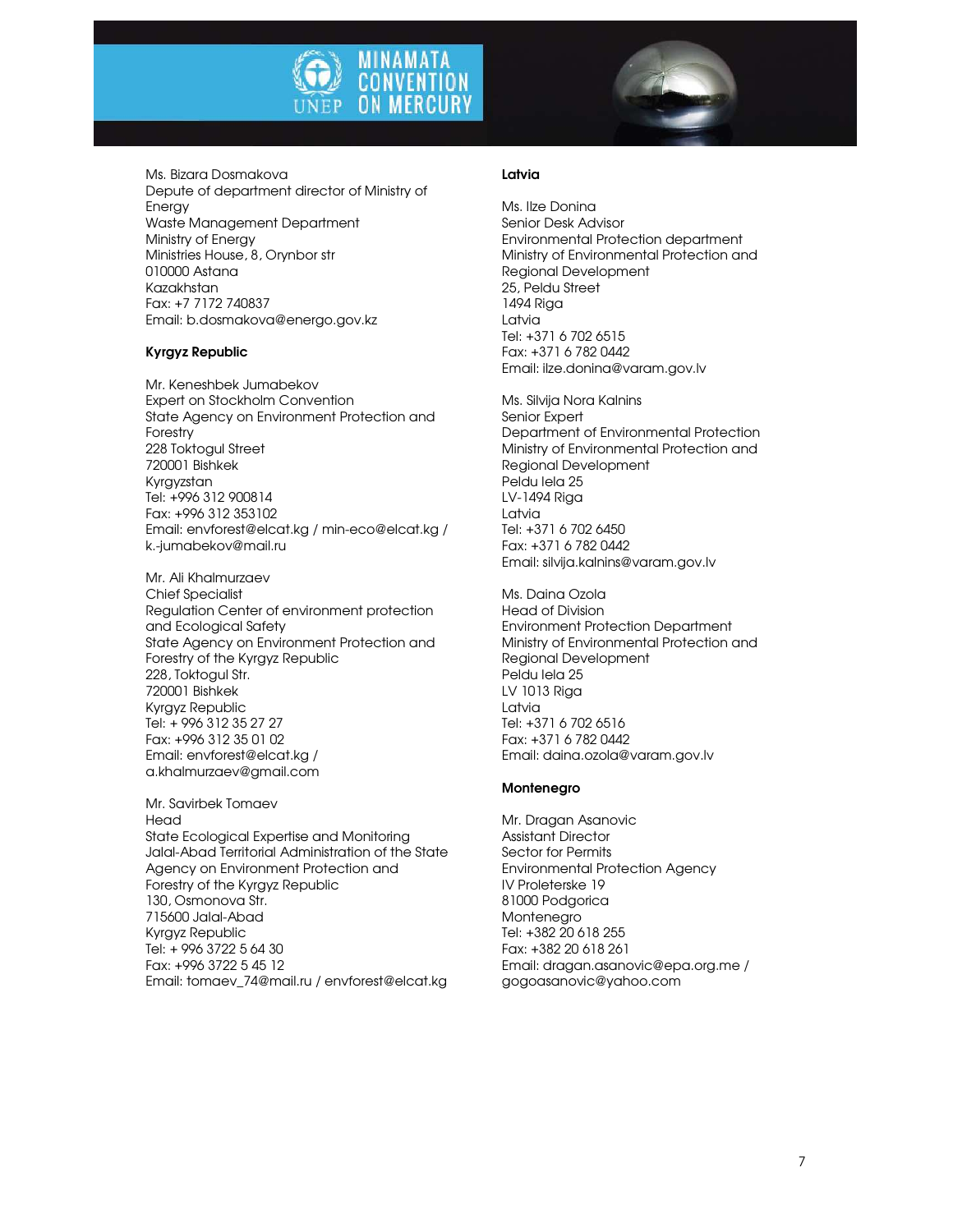Ms. Bizara Dosmakova
Depute of department director of Ministry of Energy
Waste Management Department
Ministry of Energy
Ministries House, 8, Orynbor str
010000 Astana
Kazakhstan
Fax: +7 7172 740837
Email: b.dosmakova@energo.gov.kz

**Kyrgyz Republic**

Mr. Keneshbek Jumabekov
Expert on Stockholm Convention
State Agency on Environment Protection and Forestry
228 Toktogul Street
720001 Bishkek
Kyrgyzstan
Tel: +996 312 900814
Fax: +996 312 353102
Email: envforest@elcat.kg / min-eco@elcat.kg / k.-jumabekov@mail.ru

Mr. Ali Khalmurzaev
Chief Specialist
Regulation Center of environment protection and Ecological Safety
State Agency on Environment Protection and Forestry of the Kyrgyz Republic
228, Toktogul Str.
720001 Bishkek
Kyrgyz Republic
Tel: + 996 312 35 27 27
Fax: +996 312 35 01 02
Email: envforest@elcat.kg / a.khalmurzaev@gmail.com

Mr. Savirbek Tomaev
Head
State Ecological Expertise and Monitoring
Jalal-Abad Territorial Administration of the State Agency on Environment Protection and Forestry of the Kyrgyz Republic
130, Osmonova Str.
715600 Jalal-Abad
Kyrgyz Republic
Tel: + 996 3722 5 64 30
Fax: +996 3722 5 45 12
Email: tomaev_74@mail.ru / envforest@elcat.kg

**Latvia**

Ms. Ilze Donina
Senior Desk Advisor
Environmental Protection department
Ministry of Environmental Protection and Regional Development
25, Peldu Street
1494 Riga
Latvia
Tel: +371 6 702 6515
Fax: +371 6 782 0442
Email: ilze.donina@varam.gov.lv

Ms. Silvija Nora Kalnins
Senior Expert
Department of Environmental Protection
Ministry of Environmental Protection and Regional Development
Peldu Iela 25
LV-1494 Riga
Latvia
Tel: +371 6 702 6450
Fax: +371 6 782 0442
Email: silvija.kalnins@varam.gov.lv

Ms. Daina Ozola
Head of Division
Environment Protection Department
Ministry of Environmental Protection and Regional Development
Peldu Iela 25
LV 1013 Riga
Latvia
Tel: +371 6 702 6516
Fax: +371 6 782 0442
Email: daina.ozola@varam.gov.lv

**Montenegro**

Mr. Dragan Asanovic
Assistant Director
Sector for Permits
Environmental Protection Agency
IV Proleterske 19
81000 Podgorica
Montenegro
Tel: +382 20 618 255
Fax: +382 20 618 261
Email: dragan.asanovic@epa.org.me / gogoasanovic@yahoo.com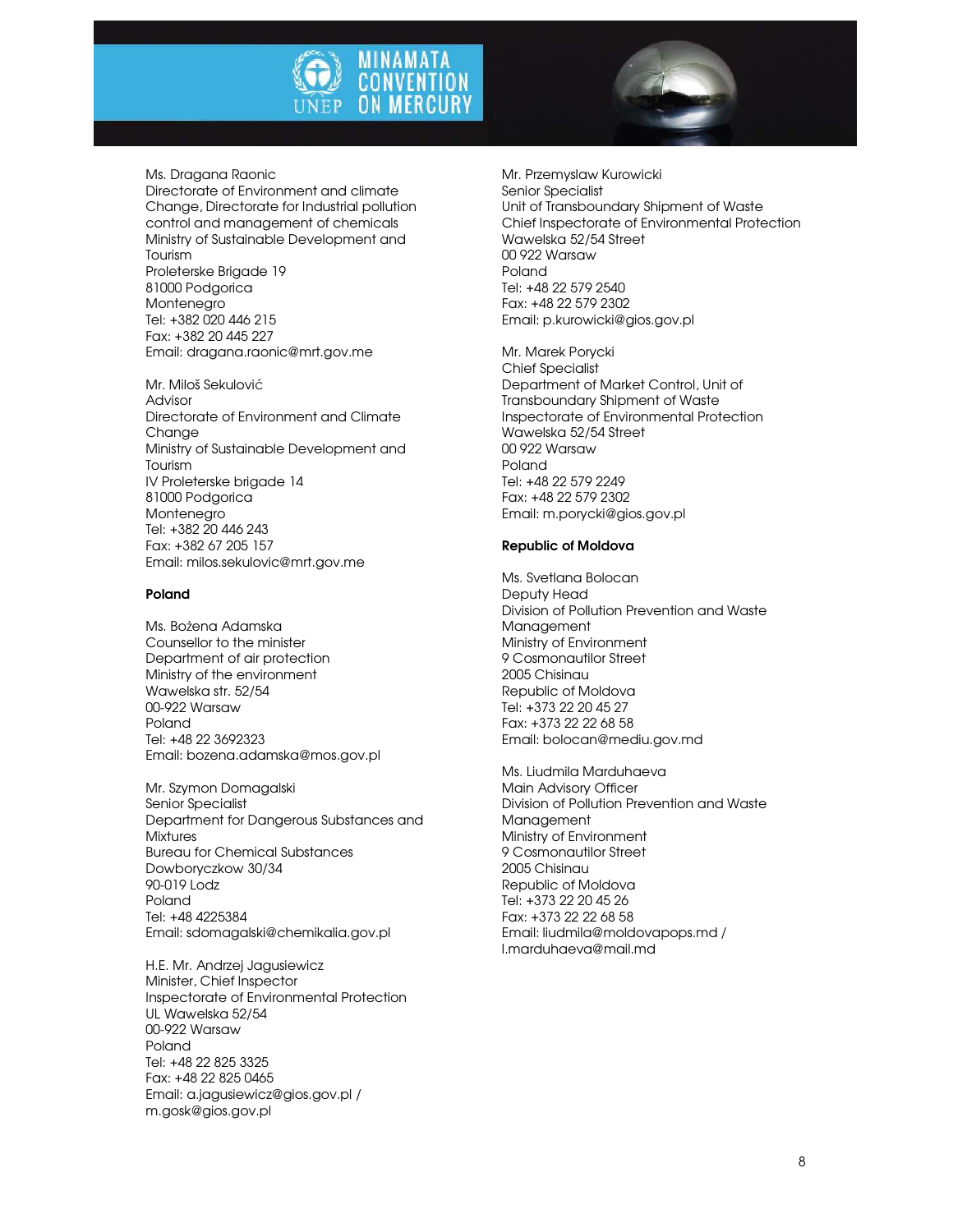Ms. Dragana Raonic
Directorate of Environment and climate Change, Directorate for Industrial pollution control and management of chemicals
Ministry of Sustainable Development and Tourism
Proleterske Brigade 19
81000 Podgorica
Montenegro
Tel: +382 020 446 215
Fax: +382 20 445 227
Email: dragana.raonic@mrt.gov.me

Mr. Miloš Sekulović
Advisor
Directorate of Environment and Climate Change
Ministry of Sustainable Development and Tourism
IV Proleterske brigade 14
81000 Podgorica
Montenegro
Tel: +382 20 446 243
Fax: +382 67 205 157
Email: milos.sekulovic@mrt.gov.me

**Poland**

Ms. Bożena Adamska
Counsellor to the minister
Department of air protection
Ministry of the environment
Wawelska str. 52/54
00-922 Warsaw
Poland
Tel: +48 22 3692323
Email: bozena.adamska@mos.gov.pl

Mr. Szymon Domagalski
Senior Specialist
Department for Dangerous Substances and Mixtures
Bureau for Chemical Substances
Dowboryczkow 30/34
90-019 Lodz
Poland
Tel: +48 4225384
Email: sdomagalski@chemikalia.gov.pl

H.E. Mr. Andrzej Jagusiewicz
Minister, Chief Inspector
Inspectorate of Environmental Protection
UL Wawelska 52/54
00-922 Warsaw
Poland
Tel: +48 22 825 3325
Fax: +48 22 825 0465
Email: a.jagusiewicz@gios.gov.pl / m.gosk@gios.gov.pl

Mr. Przemyslaw Kurowicki
Senior Specialist
Unit of Transboundary Shipment of Waste
Chief Inspectorate of Environmental Protection
Wawelska 52/54 Street
00 922 Warsaw
Poland
Tel: +48 22 579 2540
Fax: +48 22 579 2302
Email: p.kurowicki@gios.gov.pl

Mr. Marek Porycki
Chief Specialist
Department of Market Control, Unit of Transboundary Shipment of Waste
Inspectorate of Environmental Protection
Wawelska 52/54 Street
00 922 Warsaw
Poland
Tel: +48 22 579 2249
Fax: +48 22 579 2302
Email: m.porycki@gios.gov.pl

**Republic of Moldova**

Ms. Svetlana Bolocan
Deputy Head
Division of Pollution Prevention and Waste Management
Ministry of Environment
9 Cosmonautilor Street
2005 Chisinau
Republic of Moldova
Tel: +373 22 20 45 27
Fax: +373 22 22 68 58
Email: bolocan@mediu.gov.md

Ms. Liudmila Marduhaeva
Main Advisory Officer
Division of Pollution Prevention and Waste Management
Ministry of Environment
9 Cosmonautilor Street
2005 Chisinau
Republic of Moldova
Tel: +373 22 20 45 26
Fax: +373 22 22 68 58
Email: liudmila@moldovapops.md / l.marduhaeva@mail.md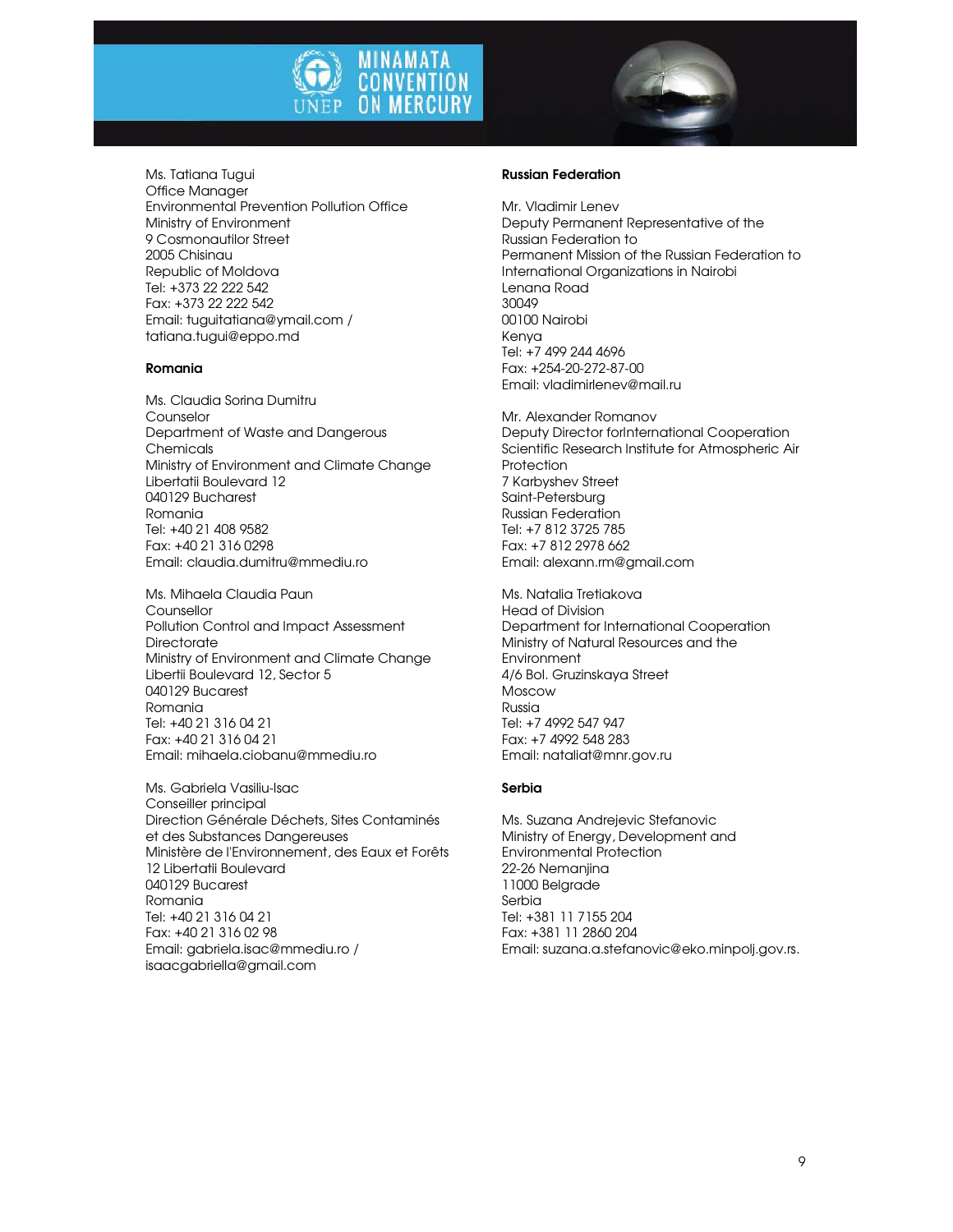Ms. Tatiana Tugui
Office Manager
Environmental Prevention Pollution Office
Ministry of Environment
9 Cosmonautilor Street
2005 Chisinau
Republic of Moldova
Tel: +373 22 222 542
Fax: +373 22 222 542
Email: tuguitatiana@ymail.com / tatiana.tugui@eppo.md

**Romania**

Ms. Claudia Sorina Dumitru
Counselor
Department of Waste and Dangerous Chemicals
Ministry of Environment and Climate Change
Libertatii Boulevard 12
040129 Bucharest
Romania
Tel: +40 21 408 9582
Fax: +40 21 316 0298
Email: claudia.dumitru@mmediu.ro

Ms. Mihaela Claudia Paun
Counsellor
Pollution Control and Impact Assessment Directorate
Ministry of Environment and Climate Change
Libertii Boulevard 12, Sector 5
040129 Bucarest
Romania
Tel: +40 21 316 04 21
Fax: +40 21 316 04 21
Email: mihaela.ciobanu@mmediu.ro

Ms. Gabriela Vasiliu-Isac
Conseiller principal
Direction Générale Déchets, Sites Contaminés et des Substances Dangereuses
Ministère de l'Environnement, des Eaux et Forêts
12 Libertatii Boulevard
040129 Bucarest
Romania
Tel: +40 21 316 04 21
Fax: +40 21 316 02 98
Email: gabriela.isac@mmediu.ro / isaacgabriella@gmail.com

**Russian Federation**

Mr. Vladimir Lenev
Deputy Permanent Representative of the Russian Federation to
Permanent Mission of the Russian Federation to International Organizations in Nairobi
Lenana Road
30049
00100 Nairobi
Kenya
Tel: +7 499 244 4696
Fax: +254-20-272-87-00
Email: vladimirlenev@mail.ru

Mr. Alexander Romanov
Deputy Director forInternational Cooperation
Scientific Research Institute for Atmospheric Air Protection
7 Karbyshev Street
Saint-Petersburg
Russian Federation
Tel: +7 812 3725 785
Fax: +7 812 2978 662
Email: alexann.rm@gmail.com

Ms. Natalia Tretiakova
Head of Division
Department for International Cooperation
Ministry of Natural Resources and the Environment
4/6 Bol. Gruzinskaya Street
Moscow
Russia
Tel: +7 4992 547 947
Fax: +7 4992 548 283
Email: nataliat@mnr.gov.ru

**Serbia**

Ms. Suzana Andrejevic Stefanovic
Ministry of Energy, Development and Environmental Protection
22-26 Nemanjina
11000 Belgrade
Serbia
Tel: +381 11 7155 204
Fax: +381 11 2860 204
Email: suzana.a.stefanovic@eko.minpolj.gov.rs.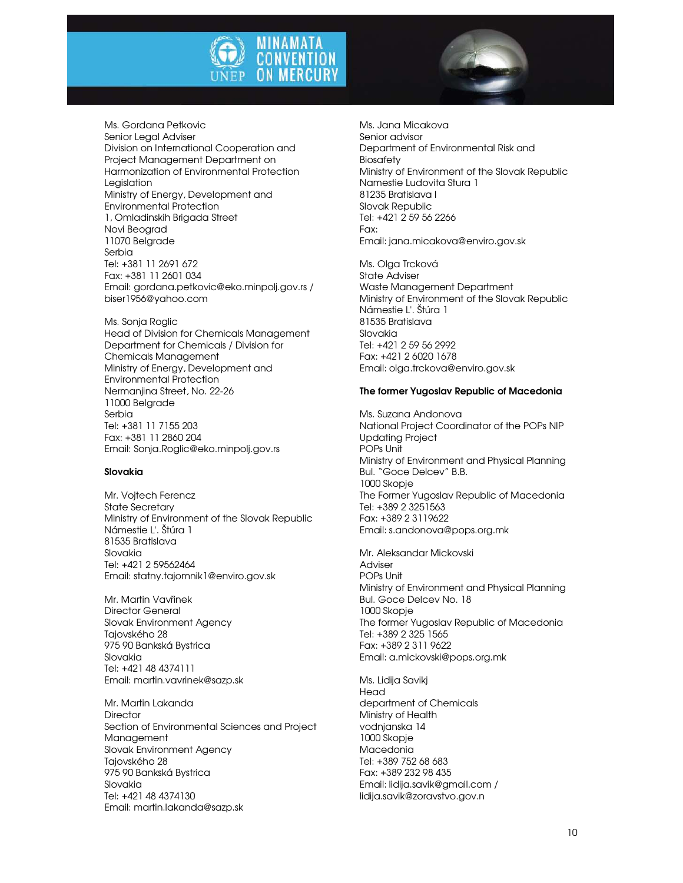Ms. Gordana Petkovic
Senior Legal Adviser
Division on International Cooperation and Project Management Department on Harmonization of Environmental Protection Legislation
Ministry of Energy, Development and Environmental Protection
1, Omladinskih Brigada Street
Novi Beograd
11070 Belgrade
Serbia
Tel: +381 11 2691 672
Fax: +381 11 2601 034
Email: gordana.petkovic@eko.minpolj.gov.rs / biser1956@yahoo.com

Ms. Sonja Roglic
Head of Division for Chemicals Management
Department for Chemicals / Division for Chemicals Management
Ministry of Energy, Development and Environmental Protection
Nermanjina Street, No. 22-26
11000 Belgrade
Serbia
Tel: +381 11 7155 203
Fax: +381 11 2860 204
Email: Sonja.Roglic@eko.minpolj.gov.rs

**Slovakia**

Mr. Vojtech Ferencz
State Secretary
Ministry of Environment of the Slovak Republic
Námestie L'. Štúra 1
81535 Bratislava
Slovakia
Tel: +421 2 59562464
Email: statny.tajomnik1@enviro.gov.sk

Mr. Martin Vavřinek
Director General
Slovak Environment Agency
Tajovského 28
975 90 Banská Bystrica
Slovakia
Tel: +421 48 4374111
Email: martin.vavrinek@sazp.sk

Mr. Martin Lakanda
Director
Section of Environmental Sciences and Project Management
Slovak Environment Agency
Tajovského 28
975 90 Banská Bystrica
Slovakia
Tel: +421 48 4374130
Email: martin.lakanda@sazp.sk

Ms. Jana Micakova
Senior advisor
Department of Environmental Risk and Biosafety
Ministry of Environment of the Slovak Republic
Namestie Ludovita Stura 1
81235 Bratislava I
Slovak Republic
Tel: +421 2 59 56 2266
Fax:
Email: jana.micakova@enviro.gov.sk

Ms. Olga Trcková
State Adviser
Waste Management Department
Ministry of Environment of the Slovak Republic
Námestie L'. Štúra 1
81535 Bratislava
Slovakia
Tel: +421 2 59 56 2992
Fax: +421 2 6020 1678
Email: olga.trckova@enviro.gov.sk

**The former Yugoslav Republic of Macedonia**

Ms. Suzana Andonova
National Project Coordinator of the POPs NIP Updating Project
POPs Unit
Ministry of Environment and Physical Planning
Bul. "Goce Delcev" B.B.
1000 Skopje
The Former Yugoslav Republic of Macedonia
Tel: +389 2 3251563
Fax: +389 2 3119622
Email: s.andonova@pops.org.mk

Mr. Aleksandar Mickovski
Adviser
POPs Unit
Ministry of Environment and Physical Planning
Bul. Goce Delcev No. 18
1000 Skopje
The former Yugoslav Republic of Macedonia
Tel: +389 2 325 1565
Fax: +389 2 311 9622
Email: a.mickovski@pops.org.mk

Ms. Lidija Savikj
Head
department of Chemicals
Ministry of Health
vodnjanska 14
1000 Skopje
Macedonia
Tel: +389 752 68 683
Fax: +389 232 98 435
Email: lidija.savik@gmail.com / lidija.savik@zoravstvo.gov.n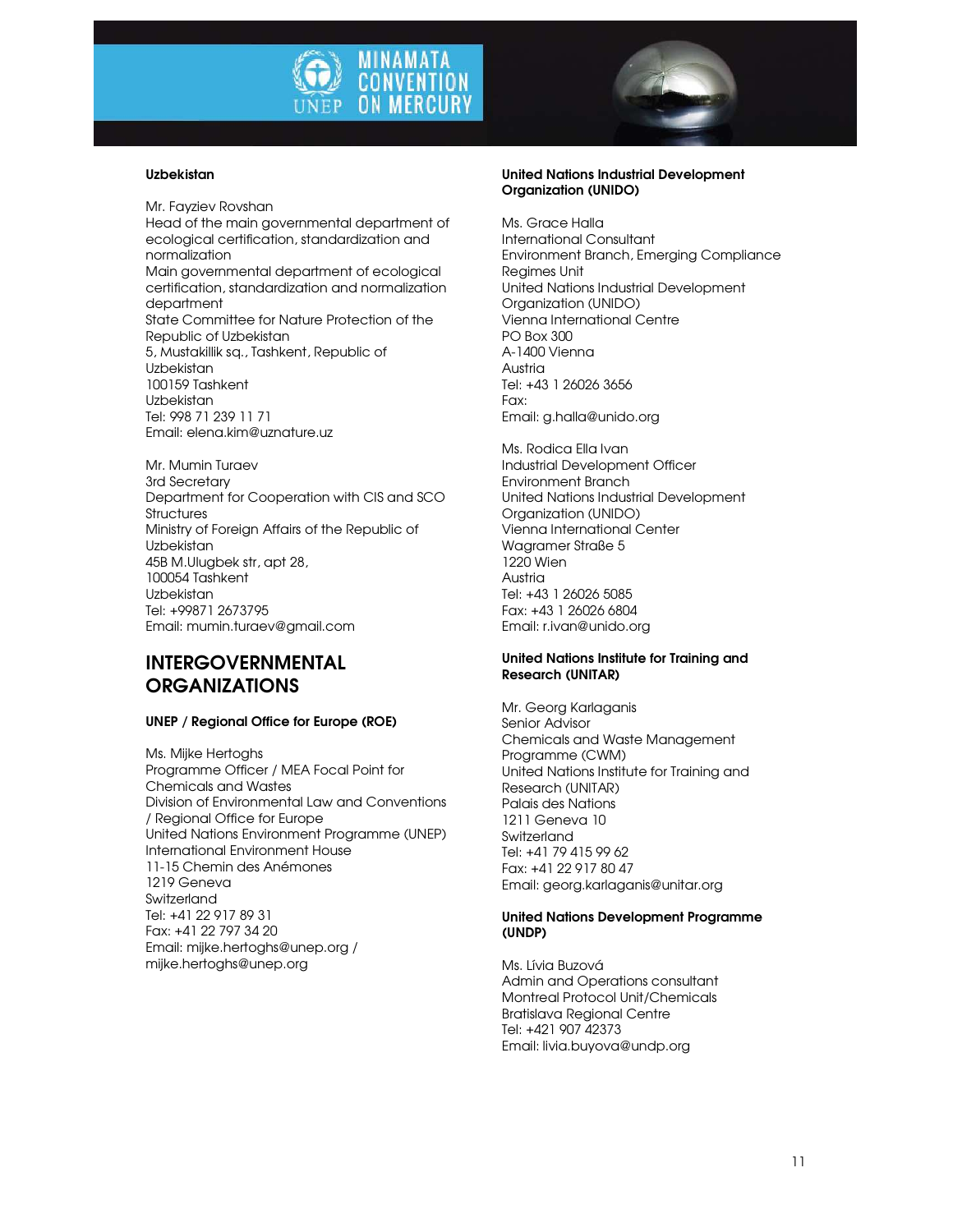### Uzbekistan

Mr. Fayziev Rovshan
Head of the main governmental department of ecological certification, standardization and normalization
Main governmental department of ecological certification, standardization and normalization department
State Committee for Nature Protection of the Republic of Uzbekistan
5, Mustakillik sq., Tashkent, Republic of Uzbekistan
100159 Tashkent
Uzbekistan
Tel: 998 71 239 11 71
Email: elena.kim@uznature.uz

Mr. Mumin Turaev
3rd Secretary
Department for Cooperation with CIS and SCO Structures
Ministry of Foreign Affairs of the Republic of Uzbekistan
45B M.Ulugbek str, apt 28,
100054 Tashkent
Uzbekistan
Tel: +99871 2673795
Email: mumin.turaev@gmail.com

## INTERGOVERNMENTAL ORGANIZATIONS

### UNEP / Regional Office for Europe (ROE)

Ms. Mijke Hertoghs
Programme Officer / MEA Focal Point for Chemicals and Wastes
Division of Environmental Law and Conventions / Regional Office for Europe
United Nations Environment Programme (UNEP)
International Environment House
11-15 Chemin des Anémones
1219 Geneva
Switzerland
Tel: +41 22 917 89 31
Fax: +41 22 797 34 20
Email: mijke.hertoghs@unep.org / mijke.hertoghs@unep.org

### United Nations Industrial Development Organization (UNIDO)

Ms. Grace Halla
International Consultant
Environment Branch, Emerging Compliance Regimes Unit
United Nations Industrial Development Organization (UNIDO)
Vienna International Centre
PO Box 300
A-1400 Vienna
Austria
Tel: +43 1 26026 3656
Fax:
Email: g.halla@unido.org

Ms. Rodica Ella Ivan
Industrial Development Officer
Environment Branch
United Nations Industrial Development Organization (UNIDO)
Vienna International Center
Wagramer Straße 5
1220 Wien
Austria
Tel: +43 1 26026 5085
Fax: +43 1 26026 6804
Email: r.ivan@unido.org

### United Nations Institute for Training and Research (UNITAR)

Mr. Georg Karlaganis
Senior Advisor
Chemicals and Waste Management Programme (CWM)
United Nations Institute for Training and Research (UNITAR)
Palais des Nations
1211 Geneva 10
Switzerland
Tel: +41 79 415 99 62
Fax: +41 22 917 80 47
Email: georg.karlaganis@unitar.org

### United Nations Development Programme (UNDP)

Ms. Lívia Buzová
Admin and Operations consultant
Montreal Protocol Unit/Chemicals
Bratislava Regional Centre
Tel: +421 907 42373
Email: livia.buyova@undp.org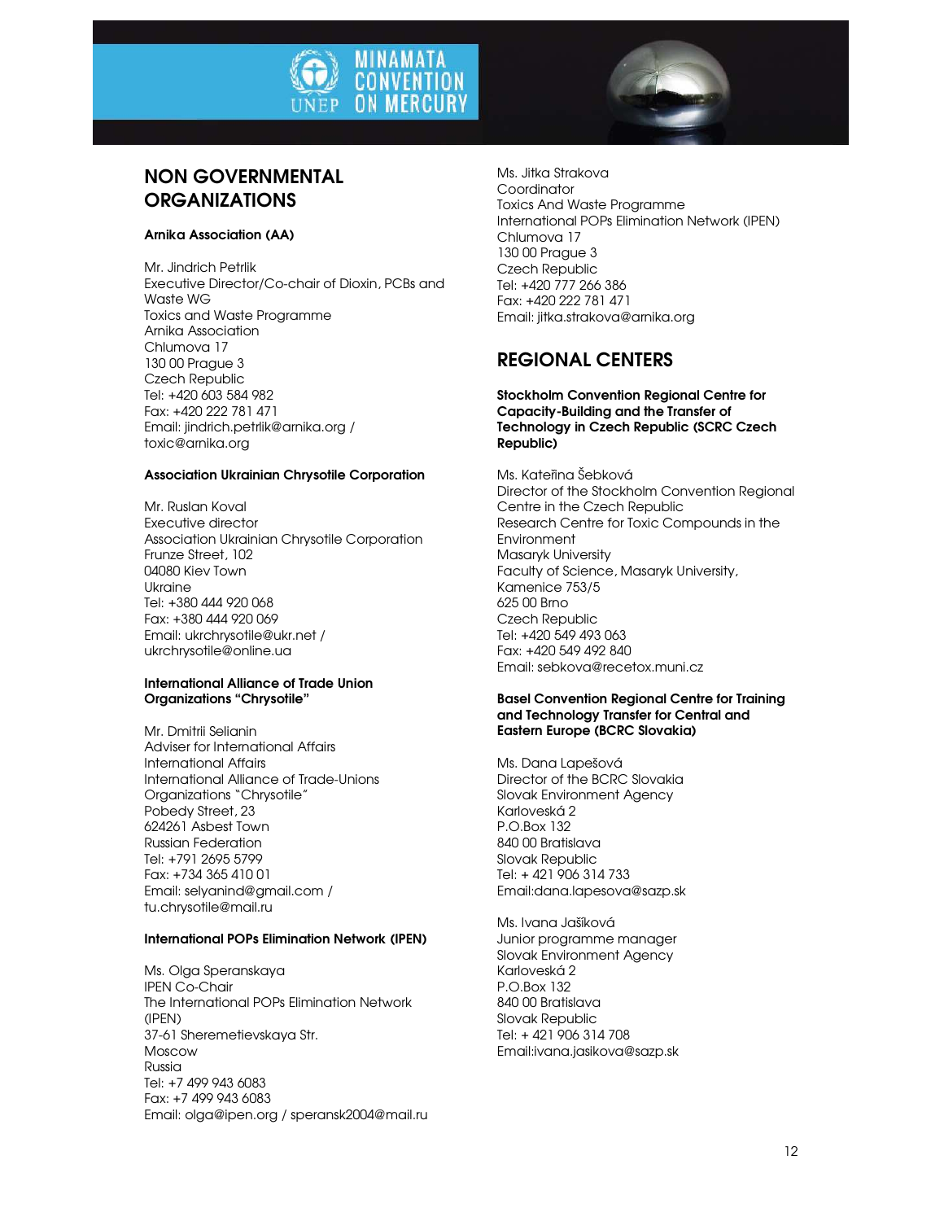## NON GOVERNMENTAL ORGANIZATIONS

**Arnika Association (AA)**

Mr. Jindrich Petrlik
Executive Director/Co-chair of Dioxin, PCBs and Waste WG
Toxics and Waste Programme
Arnika Association
Chlumova 17
130 00 Prague 3
Czech Republic
Tel: +420 603 584 982
Fax: +420 222 781 471
Email: jindrich.petrlik@arnika.org / toxic@arnika.org

**Association Ukrainian Chrysotile Corporation**

Mr. Ruslan Koval
Executive director
Association Ukrainian Chrysotile Corporation
Frunze Street, 102
04080 Kiev Town
Ukraine
Tel: +380 444 920 068
Fax: +380 444 920 069
Email: ukrchrysotile@ukr.net / ukrchrysotile@online.ua

**International Alliance of Trade Union Organizations "Chrysotile"**

Mr. Dmitrii Selianin
Adviser for International Affairs
International Affairs
International Alliance of Trade-Unions Organizations "Chrysotile"
Pobedy Street, 23
624261 Asbest Town
Russian Federation
Tel: +791 2695 5799
Fax: +734 365 410 01
Email: selyanind@gmail.com / tu.chrysotile@mail.ru

**International POPs Elimination Network (IPEN)**

Ms. Olga Speranskaya
IPEN Co-Chair
The International POPs Elimination Network (IPEN)
37-61 Sheremetievskaya Str.
Moscow
Russia
Tel: +7 499 943 6083
Fax: +7 499 943 6083
Email: olga@ipen.org / speransk2004@mail.ru

Ms. Jitka Strakova
Coordinator
Toxics And Waste Programme
International POPs Elimination Network (IPEN)
Chlumova 17
130 00 Prague 3
Czech Republic
Tel: +420 777 266 386
Fax: +420 222 781 471
Email: jitka.strakova@arnika.org

## REGIONAL CENTERS

**Stockholm Convention Regional Centre for Capacity-Building and the Transfer of Technology in Czech Republic (SCRC Czech Republic)**

Ms. Kateřina Šebková
Director of the Stockholm Convention Regional Centre in the Czech Republic
Research Centre for Toxic Compounds in the Environment
Masaryk University
Faculty of Science, Masaryk University,
Kamenice 753/5
625 00 Brno
Czech Republic
Tel: +420 549 493 063
Fax: +420 549 492 840
Email: sebkova@recetox.muni.cz

**Basel Convention Regional Centre for Training and Technology Transfer for Central and Eastern Europe (BCRC Slovakia)**

Ms. Dana Lapešová
Director of the BCRC Slovakia
Slovak Environment Agency
Karloveská 2
P.O.Box 132
840 00 Bratislava
Slovak Republic
Tel: + 421 906 314 733
Email:dana.lapesova@sazp.sk

Ms. Ivana Jašíková
Junior programme manager
Slovak Environment Agency
Karloveská 2
P.O.Box 132
840 00 Bratislava
Slovak Republic
Tel: + 421 906 314 708
Email:ivana.jasikova@sazp.sk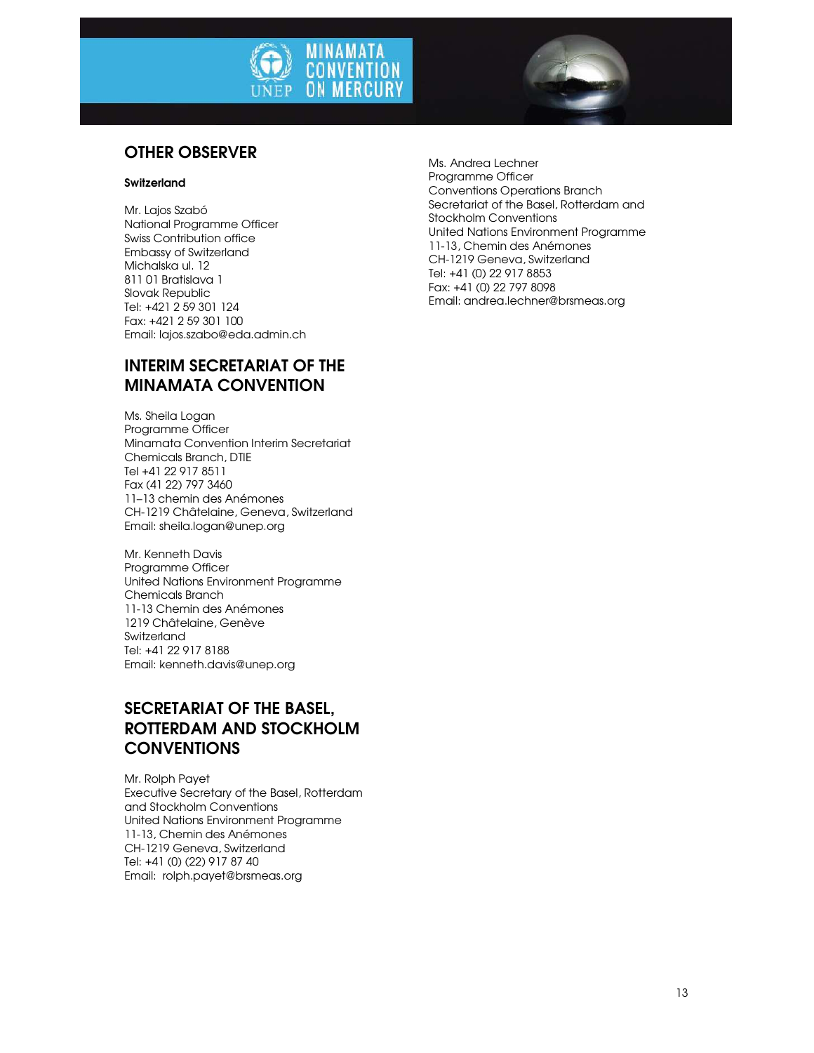## OTHER OBSERVER

**Switzerland**

Mr. Lajos Szabó
National Programme Officer
Swiss Contribution office
Embassy of Switzerland
Michalska ul. 12
811 01 Bratislava 1
Slovak Republic
Tel: +421 2 59 301 124
Fax: +421 2 59 301 100
Email: lajos.szabo@eda.admin.ch

## INTERIM SECRETARIAT OF THE MINAMATA CONVENTION

Ms. Sheila Logan
Programme Officer
Minamata Convention Interim Secretariat
Chemicals Branch, DTIE
Tel +41 22 917 8511
Fax (41 22) 797 3460
11–13 chemin des Anémones
CH-1219 Châtelaine, Geneva, Switzerland
Email: sheila.logan@unep.org

Mr. Kenneth Davis
Programme Officer
United Nations Environment Programme
Chemicals Branch
11-13 Chemin des Anémones
1219 Châtelaine, Genève
Switzerland
Tel: +41 22 917 8188
Email: kenneth.davis@unep.org

## SECRETARIAT OF THE BASEL, ROTTERDAM AND STOCKHOLM CONVENTIONS

Mr. Rolph Payet
Executive Secretary of the Basel, Rotterdam and Stockholm Conventions
United Nations Environment Programme
11-13, Chemin des Anémones
CH-1219 Geneva, Switzerland
Tel: +41 (0) (22) 917 87 40
Email: rolph.payet@brsmeas.org

Ms. Andrea Lechner
Programme Officer
Conventions Operations Branch
Secretariat of the Basel, Rotterdam and Stockholm Conventions
United Nations Environment Programme
11-13, Chemin des Anémones
CH-1219 Geneva, Switzerland
Tel: +41 (0) 22 917 8853
Fax: +41 (0) 22 797 8098
Email: andrea.lechner@brsmeas.org